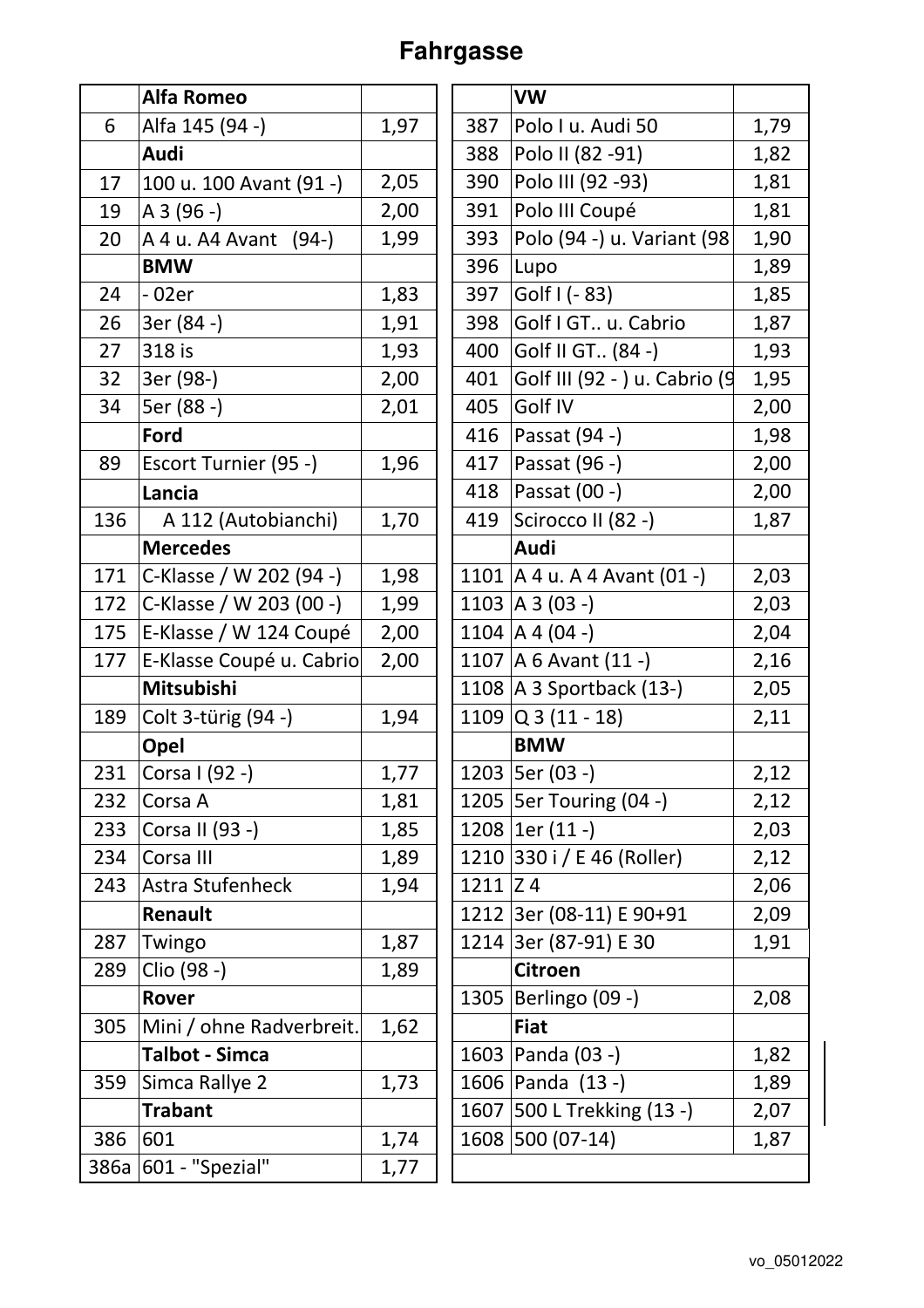# Fahrgasse

| | Alfa Romeo | |
|---|---|---|
| 6 | Alfa 145 (94 -) | 1,97 |
| | **Audi** | |
| 17 | 100 u. 100 Avant (91 -) | 2,05 |
| 19 | A 3 (96 -) | 2,00 |
| 20 | A 4 u. A4 Avant (94-) | 1,99 |
| | **BMW** | |
| 24 | - 02er | 1,83 |
| 26 | 3er (84 -) | 1,91 |
| 27 | 318 is | 1,93 |
| 32 | 3er (98-) | 2,00 |
| 34 | 5er (88 -) | 2,01 |
| | **Ford** | |
| 89 | Escort Turnier (95 -) | 1,96 |
| | **Lancia** | |
| 136 | A 112 (Autobianchi) | 1,70 |
| | **Mercedes** | |
| 171 | C-Klasse / W 202 (94 -) | 1,98 |
| 172 | C-Klasse / W 203 (00 -) | 1,99 |
| 175 | E-Klasse / W 124 Coupé | 2,00 |
| 177 | E-Klasse Coupé u. Cabrio | 2,00 |
| | **Mitsubishi** | |
| 189 | Colt 3-türig (94 -) | 1,94 |
| | **Opel** | |
| 231 | Corsa I (92 -) | 1,77 |
| 232 | Corsa A | 1,81 |
| 233 | Corsa II (93 -) | 1,85 |
| 234 | Corsa III | 1,89 |
| 243 | Astra Stufenheck | 1,94 |
| | **Renault** | |
| 287 | Twingo | 1,87 |
| 289 | Clio (98 -) | 1,89 |
| | **Rover** | |
| 305 | Mini / ohne Radverbreit. | 1,62 |
| | **Talbot - Simca** | |
| 359 | Simca Rallye 2 | 1,73 |
| | **Trabant** | |
| 386 | 601 | 1,74 |
| 386a | 601 - "Spezial" | 1,77 |

| | VW | |
|---|---|---|
| 387 | Polo I u. Audi 50 | 1,79 |
| 388 | Polo II (82 -91) | 1,82 |
| 390 | Polo III (92 -93) | 1,81 |
| 391 | Polo III Coupé | 1,81 |
| 393 | Polo (94 -) u. Variant (98 | 1,90 |
| 396 | Lupo | 1,89 |
| 397 | Golf I (- 83) | 1,85 |
| 398 | Golf I GT.. u. Cabrio | 1,87 |
| 400 | Golf II GT.. (84 -) | 1,93 |
| 401 | Golf III (92 - ) u. Cabrio (9 | 1,95 |
| 405 | Golf IV | 2,00 |
| 416 | Passat (94 -) | 1,98 |
| 417 | Passat (96 -) | 2,00 |
| 418 | Passat (00 -) | 2,00 |
| 419 | Scirocco II (82 -) | 1,87 |
| | **Audi** | |
| 1101 | A 4 u. A 4 Avant (01 -) | 2,03 |
| 1103 | A 3 (03 -) | 2,03 |
| 1104 | A 4 (04 -) | 2,04 |
| 1107 | A 6 Avant (11 -) | 2,16 |
| 1108 | A 3 Sportback (13-) | 2,05 |
| 1109 | Q 3 (11 - 18) | 2,11 |
| | **BMW** | |
| 1203 | 5er (03 -) | 2,12 |
| 1205 | 5er Touring (04 -) | 2,12 |
| 1208 | 1er (11 -) | 2,03 |
| 1210 | 330 i / E 46 (Roller) | 2,12 |
| 1211 | Z 4 | 2,06 |
| 1212 | 3er (08-11) E 90+91 | 2,09 |
| 1214 | 3er (87-91) E 30 | 1,91 |
| | **Citroen** | |
| 1305 | Berlingo (09 -) | 2,08 |
| | **Fiat** | |
| 1603 | Panda (03 -) | 1,82 |
| 1606 | Panda (13 -) | 1,89 |
| 1607 | 500 L Trekking (13 -) | 2,07 |
| 1608 | 500 (07-14) | 1,87 |

vo_05012022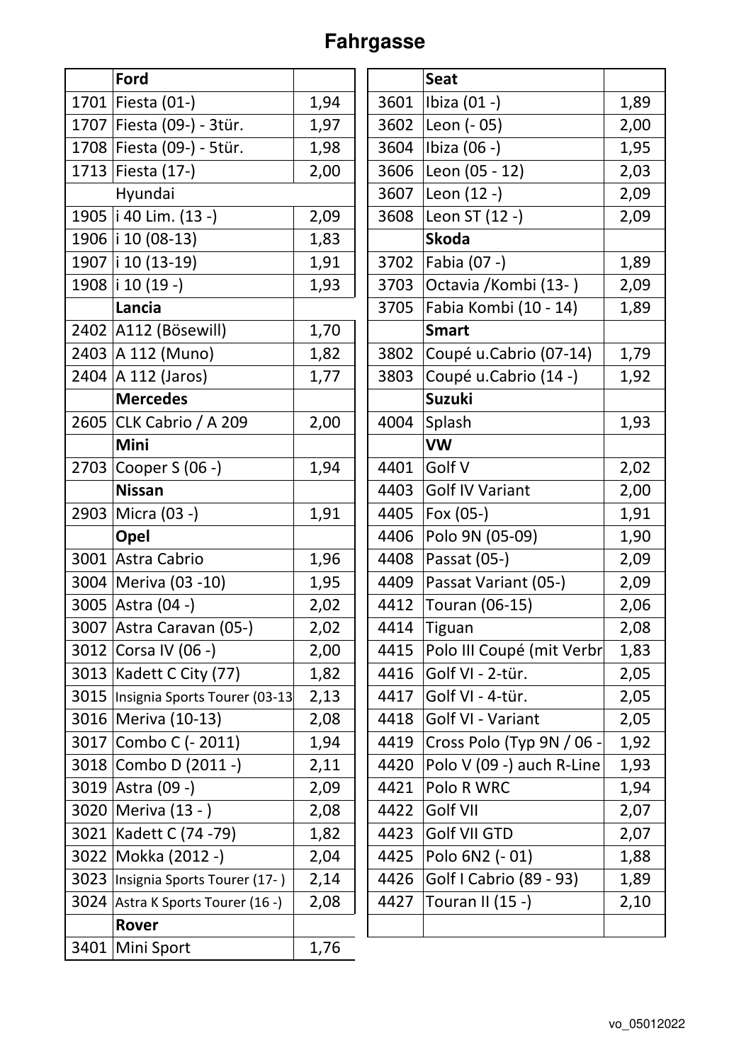# Fahrgasse

| | | |
|---|---|---|
| | **Ford** | |
| 1701 | Fiesta (01-) | 1,94 |
| 1707 | Fiesta (09-) - 3tür. | 1,97 |
| 1708 | Fiesta (09-) - 5tür. | 1,98 |
| 1713 | Fiesta (17-) | 2,00 |
| | Hyundai | |
| 1905 | i 40 Lim. (13 -) | 2,09 |
| 1906 | i 10 (08-13) | 1,83 |
| 1907 | i 10 (13-19) | 1,91 |
| 1908 | i 10 (19 -) | 1,93 |
| | **Lancia** | |
| 2402 | A112 (Bösewill) | 1,70 |
| 2403 | A 112 (Muno) | 1,82 |
| 2404 | A 112 (Jaros) | 1,77 |
| | **Mercedes** | |
| 2605 | CLK Cabrio / A 209 | 2,00 |
| | **Mini** | |
| 2703 | Cooper S (06 -) | 1,94 |
| | **Nissan** | |
| 2903 | Micra (03 -) | 1,91 |
| | **Opel** | |
| 3001 | Astra Cabrio | 1,96 |
| 3004 | Meriva (03 -10) | 1,95 |
| 3005 | Astra (04 -) | 2,02 |
| 3007 | Astra Caravan (05-) | 2,02 |
| 3012 | Corsa IV (06 -) | 2,00 |
| 3013 | Kadett C City (77) | 1,82 |
| 3015 | Insignia Sports Tourer (03-13 | 2,13 |
| 3016 | Meriva (10-13) | 2,08 |
| 3017 | Combo C (- 2011) | 1,94 |
| 3018 | Combo D (2011 -) | 2,11 |
| 3019 | Astra (09 -) | 2,09 |
| 3020 | Meriva (13 - ) | 2,08 |
| 3021 | Kadett C (74 -79) | 1,82 |
| 3022 | Mokka (2012 -) | 2,04 |
| 3023 | Insignia Sports Tourer (17- ) | 2,14 |
| 3024 | Astra K Sports Tourer (16 -) | 2,08 |
| | **Rover** | |
| 3401 | Mini Sport | 1,76 |

| | | |
|---|---|---|
| | **Seat** | |
| 3601 | Ibiza (01 -) | 1,89 |
| 3602 | Leon (- 05) | 2,00 |
| 3604 | Ibiza (06 -) | 1,95 |
| 3606 | Leon (05 - 12) | 2,03 |
| 3607 | Leon (12 -) | 2,09 |
| 3608 | Leon ST (12 -) | 2,09 |
| | **Skoda** | |
| 3702 | Fabia (07 -) | 1,89 |
| 3703 | Octavia /Kombi (13- ) | 2,09 |
| 3705 | Fabia Kombi (10 - 14) | 1,89 |
| | **Smart** | |
| 3802 | Coupé u.Cabrio (07-14) | 1,79 |
| 3803 | Coupé u.Cabrio (14 -) | 1,92 |
| | **Suzuki** | |
| 4004 | Splash | 1,93 |
| | **VW** | |
| 4401 | Golf V | 2,02 |
| 4403 | Golf IV Variant | 2,00 |
| 4405 | Fox (05-) | 1,91 |
| 4406 | Polo 9N (05-09) | 1,90 |
| 4408 | Passat (05-) | 2,09 |
| 4409 | Passat Variant (05-) | 2,09 |
| 4412 | Touran (06-15) | 2,06 |
| 4414 | Tiguan | 2,08 |
| 4415 | Polo III Coupé (mit Verbr | 1,83 |
| 4416 | Golf VI - 2-tür. | 2,05 |
| 4417 | Golf VI - 4-tür. | 2,05 |
| 4418 | Golf VI - Variant | 2,05 |
| 4419 | Cross Polo (Typ 9N / 06 - | 1,92 |
| 4420 | Polo V (09 -) auch R-Line | 1,93 |
| 4421 | Polo R WRC | 1,94 |
| 4422 | Golf VII | 2,07 |
| 4423 | Golf VII GTD | 2,07 |
| 4425 | Polo 6N2 (- 01) | 1,88 |
| 4426 | Golf I Cabrio (89 - 93) | 1,89 |
| 4427 | Touran II (15 -) | 2,10 |
| | | |

vo_05012022